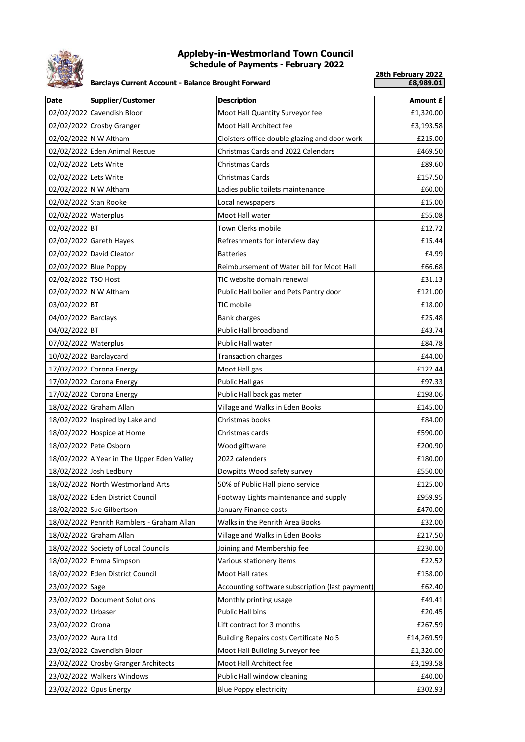# Appleby-in-Westmorland Town Council

## Schedule of Payments - February 2022

**Barclays Current Account - Balance Brought Forward**

**28th February 2022**
**£8,989.01**

| Date | Supplier/Customer | Description | Amount £ |
|---|---|---|---|
| 02/02/2022 | Cavendish Bloor | Moot Hall Quantity Surveyor fee | £1,320.00 |
| 02/02/2022 | Crosby Granger | Moot Hall Architect fee | £3,193.58 |
| 02/02/2022 | N W Altham | Cloisters office double glazing and door work | £215.00 |
| 02/02/2022 | Eden Animal Rescue | Christmas Cards and 2022 Calendars | £469.50 |
| 02/02/2022 | Lets Write | Christmas Cards | £89.60 |
| 02/02/2022 | Lets Write | Christmas Cards | £157.50 |
| 02/02/2022 | N W Altham | Ladies public toilets maintenance | £60.00 |
| 02/02/2022 | Stan Rooke | Local newspapers | £15.00 |
| 02/02/2022 | Waterplus | Moot Hall water | £55.08 |
| 02/02/2022 | BT | Town Clerks mobile | £12.72 |
| 02/02/2022 | Gareth Hayes | Refreshments for interview day | £15.44 |
| 02/02/2022 | David Cleator | Batteries | £4.99 |
| 02/02/2022 | Blue Poppy | Reimbursement of Water bill for Moot Hall | £66.68 |
| 02/02/2022 | TSO Host | TIC website domain renewal | £31.13 |
| 02/02/2022 | N W Altham | Public Hall boiler and Pets Pantry door | £121.00 |
| 03/02/2022 | BT | TIC mobile | £18.00 |
| 04/02/2022 | Barclays | Bank charges | £25.48 |
| 04/02/2022 | BT | Public Hall broadband | £43.74 |
| 07/02/2022 | Waterplus | Public Hall water | £84.78 |
| 10/02/2022 | Barclaycard | Transaction charges | £44.00 |
| 17/02/2022 | Corona Energy | Moot Hall gas | £122.44 |
| 17/02/2022 | Corona Energy | Public Hall gas | £97.33 |
| 17/02/2022 | Corona Energy | Public Hall back gas meter | £198.06 |
| 18/02/2022 | Graham Allan | Village and Walks in Eden Books | £145.00 |
| 18/02/2022 | Inspired by Lakeland | Christmas books | £84.00 |
| 18/02/2022 | Hospice at Home | Christmas cards | £590.00 |
| 18/02/2022 | Pete Osborn | Wood giftware | £200.90 |
| 18/02/2022 | A Year in The Upper Eden Valley | 2022 calenders | £180.00 |
| 18/02/2022 | Josh Ledbury | Dowpitts Wood safety survey | £550.00 |
| 18/02/2022 | North Westmorland Arts | 50% of Public Hall piano service | £125.00 |
| 18/02/2022 | Eden District Council | Footway Lights maintenance and supply | £959.95 |
| 18/02/2022 | Sue Gilbertson | January Finance costs | £470.00 |
| 18/02/2022 | Penrith Ramblers - Graham Allan | Walks in the Penrith Area Books | £32.00 |
| 18/02/2022 | Graham Allan | Village and Walks in Eden Books | £217.50 |
| 18/02/2022 | Society of Local Councils | Joining and Membership fee | £230.00 |
| 18/02/2022 | Emma Simpson | Various stationery items | £22.52 |
| 18/02/2022 | Eden District Council | Moot Hall rates | £158.00 |
| 23/02/2022 | Sage | Accounting software subscription (last payment) | £62.40 |
| 23/02/2022 | Document Solutions | Monthly printing usage | £49.41 |
| 23/02/2022 | Urbaser | Public Hall bins | £20.45 |
| 23/02/2022 | Orona | Lift contract for 3 months | £267.59 |
| 23/02/2022 | Aura Ltd | Building Repairs costs Certificate No 5 | £14,269.59 |
| 23/02/2022 | Cavendish Bloor | Moot Hall Building Surveyor fee | £1,320.00 |
| 23/02/2022 | Crosby Granger Architects | Moot Hall Architect fee | £3,193.58 |
| 23/02/2022 | Walkers Windows | Public Hall window cleaning | £40.00 |
| 23/02/2022 | Opus Energy | Blue Poppy electricity | £302.93 |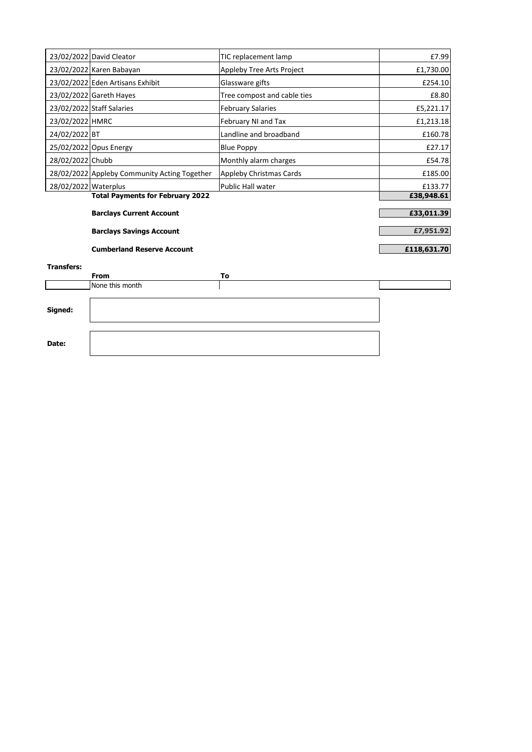| | | | |
|---|---|---|---|
| 23/02/2022 | David Cleator | TIC replacement lamp | £7.99 |
| 23/02/2022 | Karen Babayan | Appleby Tree Arts Project | £1,730.00 |
| 23/02/2022 | Eden Artisans Exhibit | Glassware gifts | £254.10 |
| 23/02/2022 | Gareth Hayes | Tree compost and cable ties | £8.80 |
| 23/02/2022 | Staff Salaries | February Salaries | £5,221.17 |
| 23/02/2022 | HMRC | February NI and Tax | £1,213.18 |
| 24/02/2022 | BT | Landline and broadband | £160.78 |
| 25/02/2022 | Opus Energy | Blue Poppy | £27.17 |
| 28/02/2022 | Chubb | Monthly alarm charges | £54.78 |
| 28/02/2022 | Appleby Community Acting Together | Appleby Christmas Cards | £185.00 |
| 28/02/2022 | Waterplus | Public Hall water | £133.77 |
| | **Total Payments for February 2022** | | **£38,948.61** |
| | **Barclays Current Account** | | **£33,011.39** |
| | **Barclays Savings Account** | | **£7,951.92** |
| | **Cumberland Reserve Account** | | **£118,631.70** |

**Transfers:**

| | From | To | |
|---|---|---|---|
| | None this month | | |

**Signed:**

**Date:**